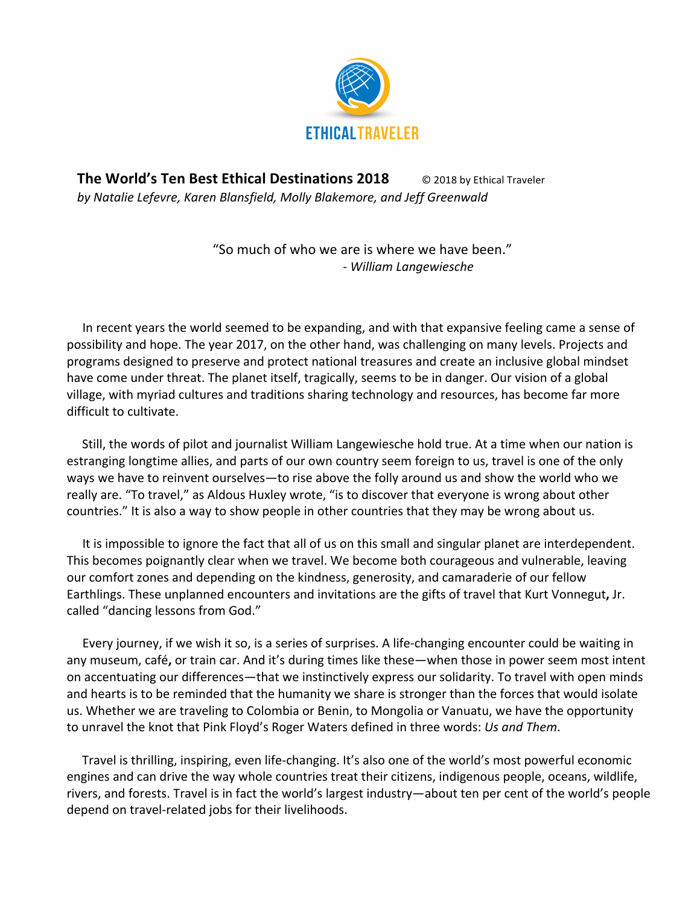ETHICAL TRAVELER

# The World's Ten Best Ethical Destinations 2018

© 2018 by Ethical Traveler

*by Natalie Lefevre, Karen Blansfield, Molly Blakemore, and Jeff Greenwald*

> "So much of who we are is where we have been."
> - *William Langewiesche*

In recent years the world seemed to be expanding, and with that expansive feeling came a sense of possibility and hope. The year 2017, on the other hand, was challenging on many levels. Projects and programs designed to preserve and protect national treasures and create an inclusive global mindset have come under threat. The planet itself, tragically, seems to be in danger. Our vision of a global village, with myriad cultures and traditions sharing technology and resources, has become far more difficult to cultivate.

Still, the words of pilot and journalist William Langewiesche hold true. At a time when our nation is estranging longtime allies, and parts of our own country seem foreign to us, travel is one of the only ways we have to reinvent ourselves—to rise above the folly around us and show the world who we really are. "To travel," as Aldous Huxley wrote, "is to discover that everyone is wrong about other countries." It is also a way to show people in other countries that they may be wrong about us.

It is impossible to ignore the fact that all of us on this small and singular planet are interdependent. This becomes poignantly clear when we travel. We become both courageous and vulnerable, leaving our comfort zones and depending on the kindness, generosity, and camaraderie of our fellow Earthlings. These unplanned encounters and invitations are the gifts of travel that Kurt Vonnegut, Jr. called "dancing lessons from God."

Every journey, if we wish it so, is a series of surprises. A life-changing encounter could be waiting in any museum, café, or train car. And it's during times like these—when those in power seem most intent on accentuating our differences—that we instinctively express our solidarity. To travel with open minds and hearts is to be reminded that the humanity we share is stronger than the forces that would isolate us. Whether we are traveling to Colombia or Benin, to Mongolia or Vanuatu, we have the opportunity to unravel the knot that Pink Floyd's Roger Waters defined in three words: *Us and Them*.

Travel is thrilling, inspiring, even life-changing. It's also one of the world's most powerful economic engines and can drive the way whole countries treat their citizens, indigenous people, oceans, wildlife, rivers, and forests. Travel is in fact the world's largest industry—about ten per cent of the world's people depend on travel-related jobs for their livelihoods.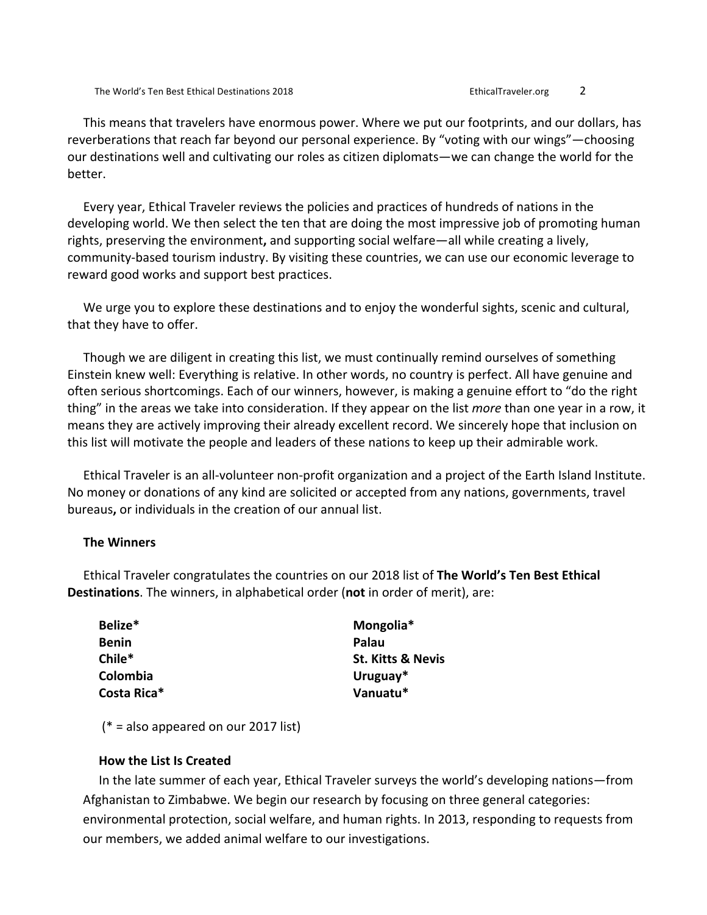This means that travelers have enormous power. Where we put our footprints, and our dollars, has reverberations that reach far beyond our personal experience. By "voting with our wings"—choosing our destinations well and cultivating our roles as citizen diplomats—we can change the world for the better.

Every year, Ethical Traveler reviews the policies and practices of hundreds of nations in the developing world. We then select the ten that are doing the most impressive job of promoting human rights, preserving the environment**,** and supporting social welfare—all while creating a lively, community-based tourism industry. By visiting these countries, we can use our economic leverage to reward good works and support best practices.

We urge you to explore these destinations and to enjoy the wonderful sights, scenic and cultural, that they have to offer.

Though we are diligent in creating this list, we must continually remind ourselves of something Einstein knew well: Everything is relative. In other words, no country is perfect. All have genuine and often serious shortcomings. Each of our winners, however, is making a genuine effort to "do the right thing" in the areas we take into consideration. If they appear on the list *more* than one year in a row, it means they are actively improving their already excellent record. We sincerely hope that inclusion on this list will motivate the people and leaders of these nations to keep up their admirable work.

Ethical Traveler is an all-volunteer non-profit organization and a project of the Earth Island Institute. No money or donations of any kind are solicited or accepted from any nations, governments, travel bureaus**,** or individuals in the creation of our annual list.

### The Winners

Ethical Traveler congratulates the countries on our 2018 list of **The World's Ten Best Ethical Destinations**. The winners, in alphabetical order (**not** in order of merit), are:

- **Belize***
- **Benin**
- **Chile***
- **Colombia**
- **Costa Rica***
- **Mongolia***
- **Palau**
- **St. Kitts & Nevis**
- **Uruguay***
- **Vanuatu***

(* = also appeared on our 2017 list)

### How the List Is Created

In the late summer of each year, Ethical Traveler surveys the world's developing nations—from Afghanistan to Zimbabwe. We begin our research by focusing on three general categories: environmental protection, social welfare, and human rights. In 2013, responding to requests from our members, we added animal welfare to our investigations.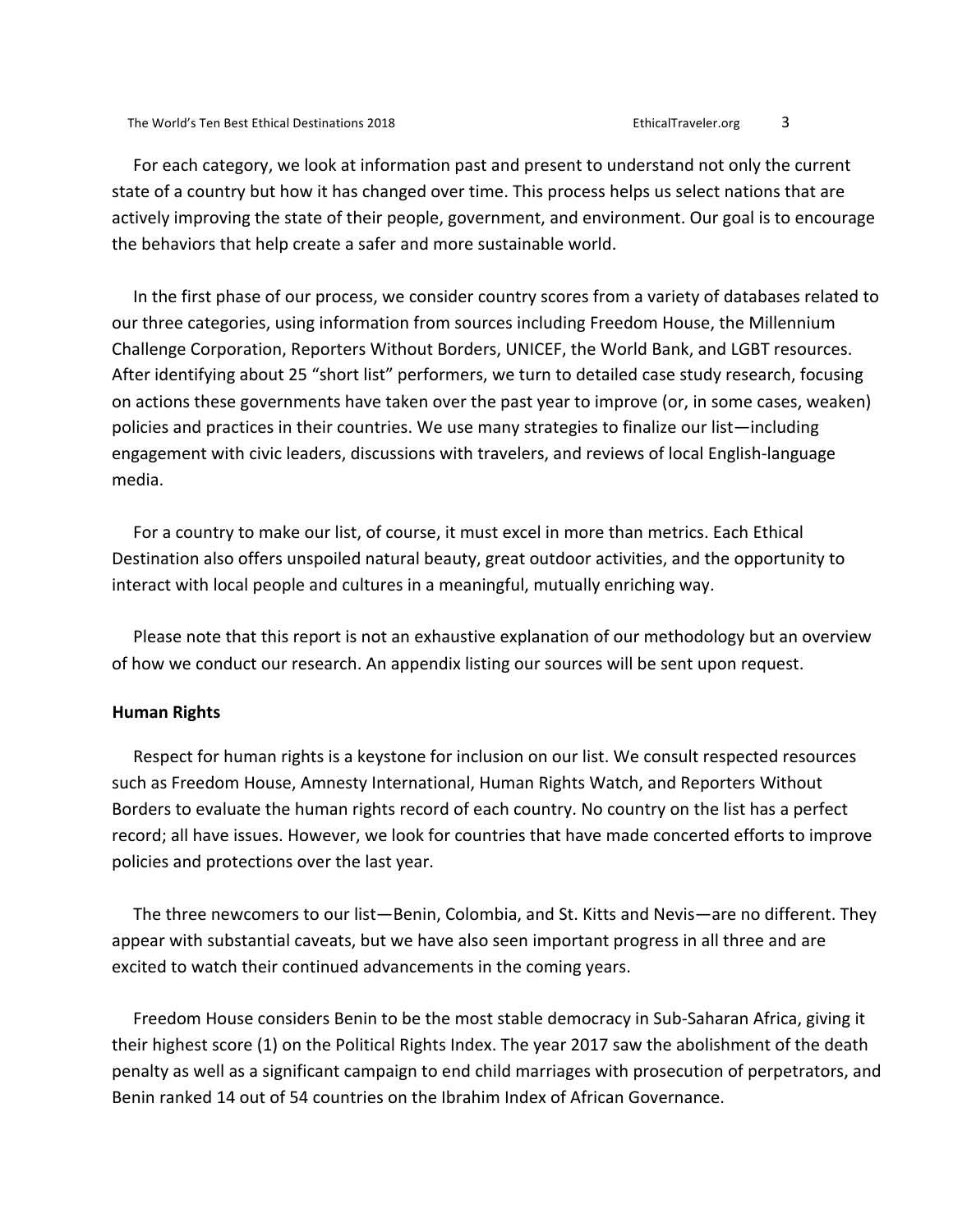For each category, we look at information past and present to understand not only the current state of a country but how it has changed over time. This process helps us select nations that are actively improving the state of their people, government, and environment. Our goal is to encourage the behaviors that help create a safer and more sustainable world.

In the first phase of our process, we consider country scores from a variety of databases related to our three categories, using information from sources including Freedom House, the Millennium Challenge Corporation, Reporters Without Borders, UNICEF, the World Bank, and LGBT resources. After identifying about 25 "short list" performers, we turn to detailed case study research, focusing on actions these governments have taken over the past year to improve (or, in some cases, weaken) policies and practices in their countries. We use many strategies to finalize our list—including engagement with civic leaders, discussions with travelers, and reviews of local English-language media.

For a country to make our list, of course, it must excel in more than metrics. Each Ethical Destination also offers unspoiled natural beauty, great outdoor activities, and the opportunity to interact with local people and cultures in a meaningful, mutually enriching way.

Please note that this report is not an exhaustive explanation of our methodology but an overview of how we conduct our research. An appendix listing our sources will be sent upon request.

**Human Rights**

Respect for human rights is a keystone for inclusion on our list. We consult respected resources such as Freedom House, Amnesty International, Human Rights Watch, and Reporters Without Borders to evaluate the human rights record of each country. No country on the list has a perfect record; all have issues. However, we look for countries that have made concerted efforts to improve policies and protections over the last year.

The three newcomers to our list—Benin, Colombia, and St. Kitts and Nevis—are no different. They appear with substantial caveats, but we have also seen important progress in all three and are excited to watch their continued advancements in the coming years.

Freedom House considers Benin to be the most stable democracy in Sub-Saharan Africa, giving it their highest score (1) on the Political Rights Index. The year 2017 saw the abolishment of the death penalty as well as a significant campaign to end child marriages with prosecution of perpetrators, and Benin ranked 14 out of 54 countries on the Ibrahim Index of African Governance.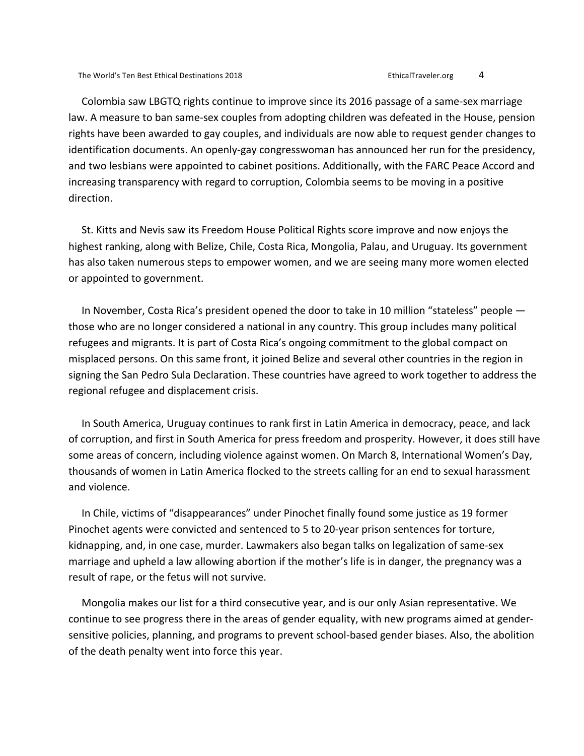Colombia saw LBGTQ rights continue to improve since its 2016 passage of a same-sex marriage law. A measure to ban same-sex couples from adopting children was defeated in the House, pension rights have been awarded to gay couples, and individuals are now able to request gender changes to identification documents. An openly-gay congresswoman has announced her run for the presidency, and two lesbians were appointed to cabinet positions. Additionally, with the FARC Peace Accord and increasing transparency with regard to corruption, Colombia seems to be moving in a positive direction.

St. Kitts and Nevis saw its Freedom House Political Rights score improve and now enjoys the highest ranking, along with Belize, Chile, Costa Rica, Mongolia, Palau, and Uruguay. Its government has also taken numerous steps to empower women, and we are seeing many more women elected or appointed to government.

In November, Costa Rica's president opened the door to take in 10 million "stateless" people — those who are no longer considered a national in any country. This group includes many political refugees and migrants. It is part of Costa Rica's ongoing commitment to the global compact on misplaced persons. On this same front, it joined Belize and several other countries in the region in signing the San Pedro Sula Declaration. These countries have agreed to work together to address the regional refugee and displacement crisis.

In South America, Uruguay continues to rank first in Latin America in democracy, peace, and lack of corruption, and first in South America for press freedom and prosperity. However, it does still have some areas of concern, including violence against women. On March 8, International Women's Day, thousands of women in Latin America flocked to the streets calling for an end to sexual harassment and violence.

In Chile, victims of "disappearances" under Pinochet finally found some justice as 19 former Pinochet agents were convicted and sentenced to 5 to 20-year prison sentences for torture, kidnapping, and, in one case, murder. Lawmakers also began talks on legalization of same-sex marriage and upheld a law allowing abortion if the mother's life is in danger, the pregnancy was a result of rape, or the fetus will not survive.

Mongolia makes our list for a third consecutive year, and is our only Asian representative. We continue to see progress there in the areas of gender equality, with new programs aimed at gender-sensitive policies, planning, and programs to prevent school-based gender biases. Also, the abolition of the death penalty went into force this year.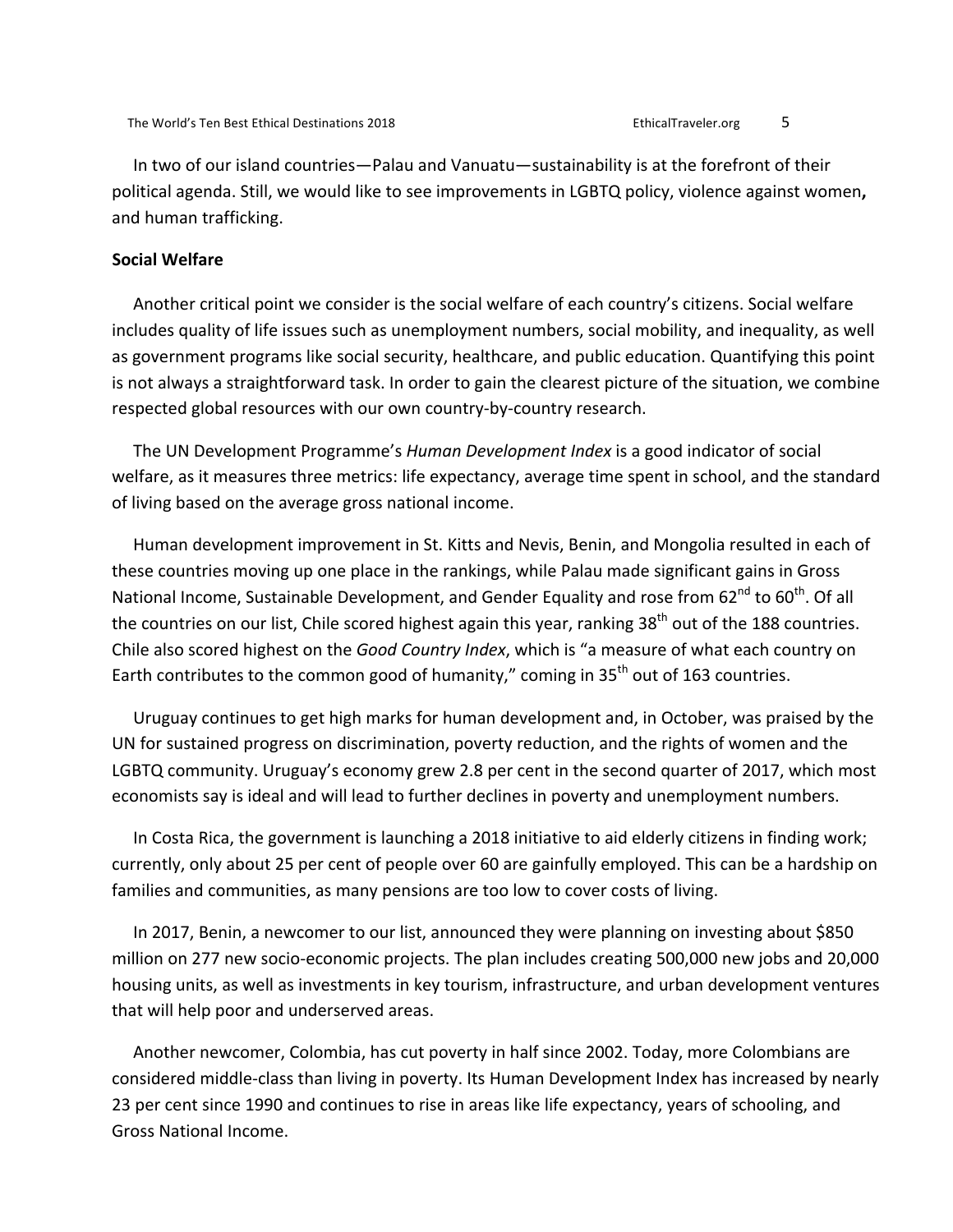In two of our island countries—Palau and Vanuatu—sustainability is at the forefront of their political agenda. Still, we would like to see improvements in LGBTQ policy, violence against women**,** and human trafficking.

**Social Welfare**

Another critical point we consider is the social welfare of each country's citizens. Social welfare includes quality of life issues such as unemployment numbers, social mobility, and inequality, as well as government programs like social security, healthcare, and public education. Quantifying this point is not always a straightforward task. In order to gain the clearest picture of the situation, we combine respected global resources with our own country-by-country research.

The UN Development Programme's *Human Development Index* is a good indicator of social welfare, as it measures three metrics: life expectancy, average time spent in school, and the standard of living based on the average gross national income.

Human development improvement in St. Kitts and Nevis, Benin, and Mongolia resulted in each of these countries moving up one place in the rankings, while Palau made significant gains in Gross National Income, Sustainable Development, and Gender Equality and rose from 62nd to 60th. Of all the countries on our list, Chile scored highest again this year, ranking 38th out of the 188 countries. Chile also scored highest on the *Good Country Index*, which is "a measure of what each country on Earth contributes to the common good of humanity," coming in 35th out of 163 countries.

Uruguay continues to get high marks for human development and, in October, was praised by the UN for sustained progress on discrimination, poverty reduction, and the rights of women and the LGBTQ community. Uruguay's economy grew 2.8 per cent in the second quarter of 2017, which most economists say is ideal and will lead to further declines in poverty and unemployment numbers.

In Costa Rica, the government is launching a 2018 initiative to aid elderly citizens in finding work; currently, only about 25 per cent of people over 60 are gainfully employed. This can be a hardship on families and communities, as many pensions are too low to cover costs of living.

In 2017, Benin, a newcomer to our list, announced they were planning on investing about $850 million on 277 new socio-economic projects. The plan includes creating 500,000 new jobs and 20,000 housing units, as well as investments in key tourism, infrastructure, and urban development ventures that will help poor and underserved areas.

Another newcomer, Colombia, has cut poverty in half since 2002. Today, more Colombians are considered middle-class than living in poverty. Its Human Development Index has increased by nearly 23 per cent since 1990 and continues to rise in areas like life expectancy, years of schooling, and Gross National Income.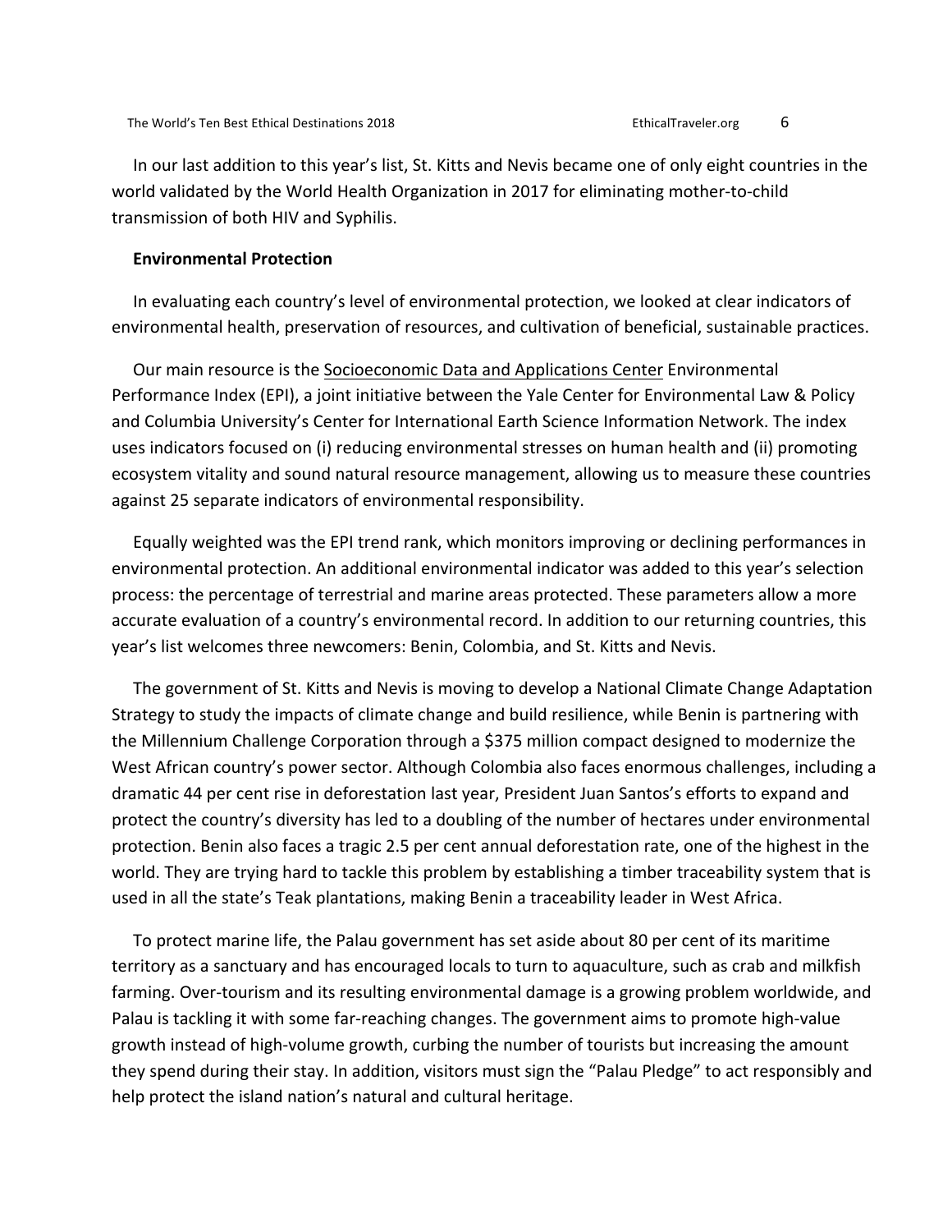In our last addition to this year's list, St. Kitts and Nevis became one of only eight countries in the world validated by the World Health Organization in 2017 for eliminating mother-to-child transmission of both HIV and Syphilis.

**Environmental Protection**

In evaluating each country's level of environmental protection, we looked at clear indicators of environmental health, preservation of resources, and cultivation of beneficial, sustainable practices.

Our main resource is the Socioeconomic Data and Applications Center Environmental Performance Index (EPI), a joint initiative between the Yale Center for Environmental Law & Policy and Columbia University's Center for International Earth Science Information Network. The index uses indicators focused on (i) reducing environmental stresses on human health and (ii) promoting ecosystem vitality and sound natural resource management, allowing us to measure these countries against 25 separate indicators of environmental responsibility.

Equally weighted was the EPI trend rank, which monitors improving or declining performances in environmental protection. An additional environmental indicator was added to this year's selection process: the percentage of terrestrial and marine areas protected. These parameters allow a more accurate evaluation of a country's environmental record. In addition to our returning countries, this year's list welcomes three newcomers: Benin, Colombia, and St. Kitts and Nevis.

The government of St. Kitts and Nevis is moving to develop a National Climate Change Adaptation Strategy to study the impacts of climate change and build resilience, while Benin is partnering with the Millennium Challenge Corporation through a $375 million compact designed to modernize the West African country's power sector. Although Colombia also faces enormous challenges, including a dramatic 44 per cent rise in deforestation last year, President Juan Santos's efforts to expand and protect the country's diversity has led to a doubling of the number of hectares under environmental protection. Benin also faces a tragic 2.5 per cent annual deforestation rate, one of the highest in the world. They are trying hard to tackle this problem by establishing a timber traceability system that is used in all the state's Teak plantations, making Benin a traceability leader in West Africa.

To protect marine life, the Palau government has set aside about 80 per cent of its maritime territory as a sanctuary and has encouraged locals to turn to aquaculture, such as crab and milkfish farming. Over-tourism and its resulting environmental damage is a growing problem worldwide, and Palau is tackling it with some far-reaching changes. The government aims to promote high-value growth instead of high-volume growth, curbing the number of tourists but increasing the amount they spend during their stay. In addition, visitors must sign the "Palau Pledge" to act responsibly and help protect the island nation's natural and cultural heritage.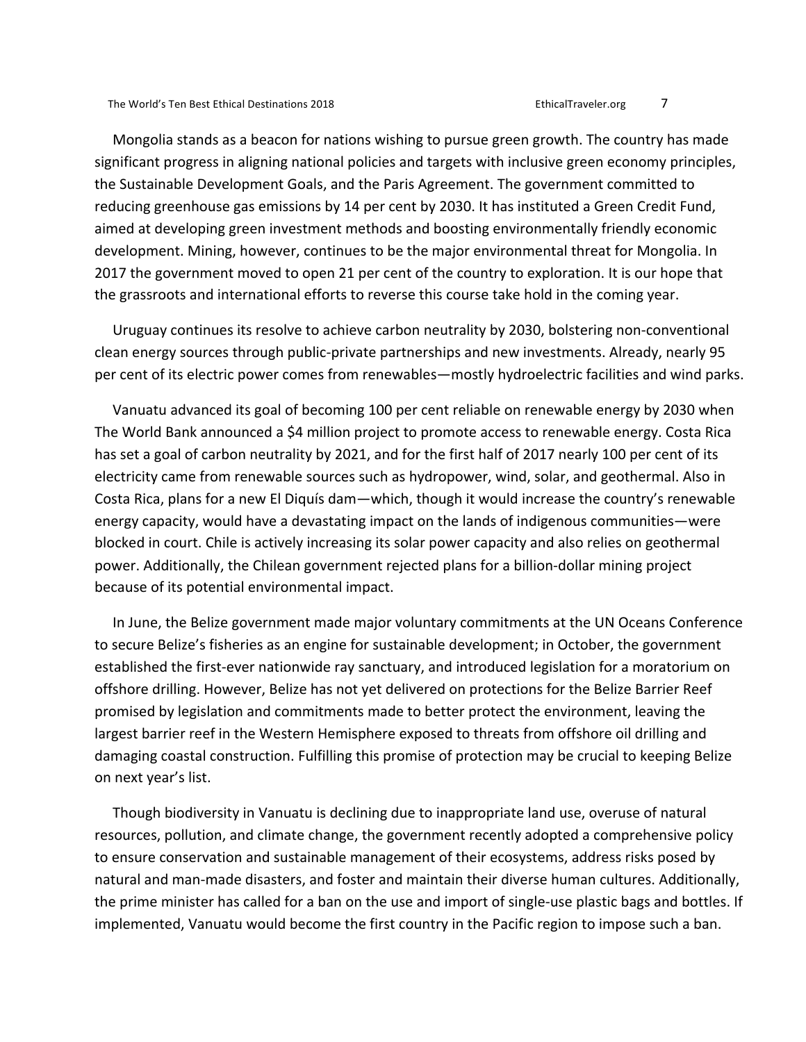Mongolia stands as a beacon for nations wishing to pursue green growth. The country has made significant progress in aligning national policies and targets with inclusive green economy principles, the Sustainable Development Goals, and the Paris Agreement. The government committed to reducing greenhouse gas emissions by 14 per cent by 2030. It has instituted a Green Credit Fund, aimed at developing green investment methods and boosting environmentally friendly economic development. Mining, however, continues to be the major environmental threat for Mongolia. In 2017 the government moved to open 21 per cent of the country to exploration. It is our hope that the grassroots and international efforts to reverse this course take hold in the coming year.

Uruguay continues its resolve to achieve carbon neutrality by 2030, bolstering non-conventional clean energy sources through public-private partnerships and new investments. Already, nearly 95 per cent of its electric power comes from renewables—mostly hydroelectric facilities and wind parks.

Vanuatu advanced its goal of becoming 100 per cent reliable on renewable energy by 2030 when The World Bank announced a $4 million project to promote access to renewable energy. Costa Rica has set a goal of carbon neutrality by 2021, and for the first half of 2017 nearly 100 per cent of its electricity came from renewable sources such as hydropower, wind, solar, and geothermal. Also in Costa Rica, plans for a new El Diquís dam—which, though it would increase the country's renewable energy capacity, would have a devastating impact on the lands of indigenous communities—were blocked in court. Chile is actively increasing its solar power capacity and also relies on geothermal power. Additionally, the Chilean government rejected plans for a billion-dollar mining project because of its potential environmental impact.

In June, the Belize government made major voluntary commitments at the UN Oceans Conference to secure Belize's fisheries as an engine for sustainable development; in October, the government established the first-ever nationwide ray sanctuary, and introduced legislation for a moratorium on offshore drilling. However, Belize has not yet delivered on protections for the Belize Barrier Reef promised by legislation and commitments made to better protect the environment, leaving the largest barrier reef in the Western Hemisphere exposed to threats from offshore oil drilling and damaging coastal construction. Fulfilling this promise of protection may be crucial to keeping Belize on next year's list.

Though biodiversity in Vanuatu is declining due to inappropriate land use, overuse of natural resources, pollution, and climate change, the government recently adopted a comprehensive policy to ensure conservation and sustainable management of their ecosystems, address risks posed by natural and man-made disasters, and foster and maintain their diverse human cultures. Additionally, the prime minister has called for a ban on the use and import of single-use plastic bags and bottles. If implemented, Vanuatu would become the first country in the Pacific region to impose such a ban.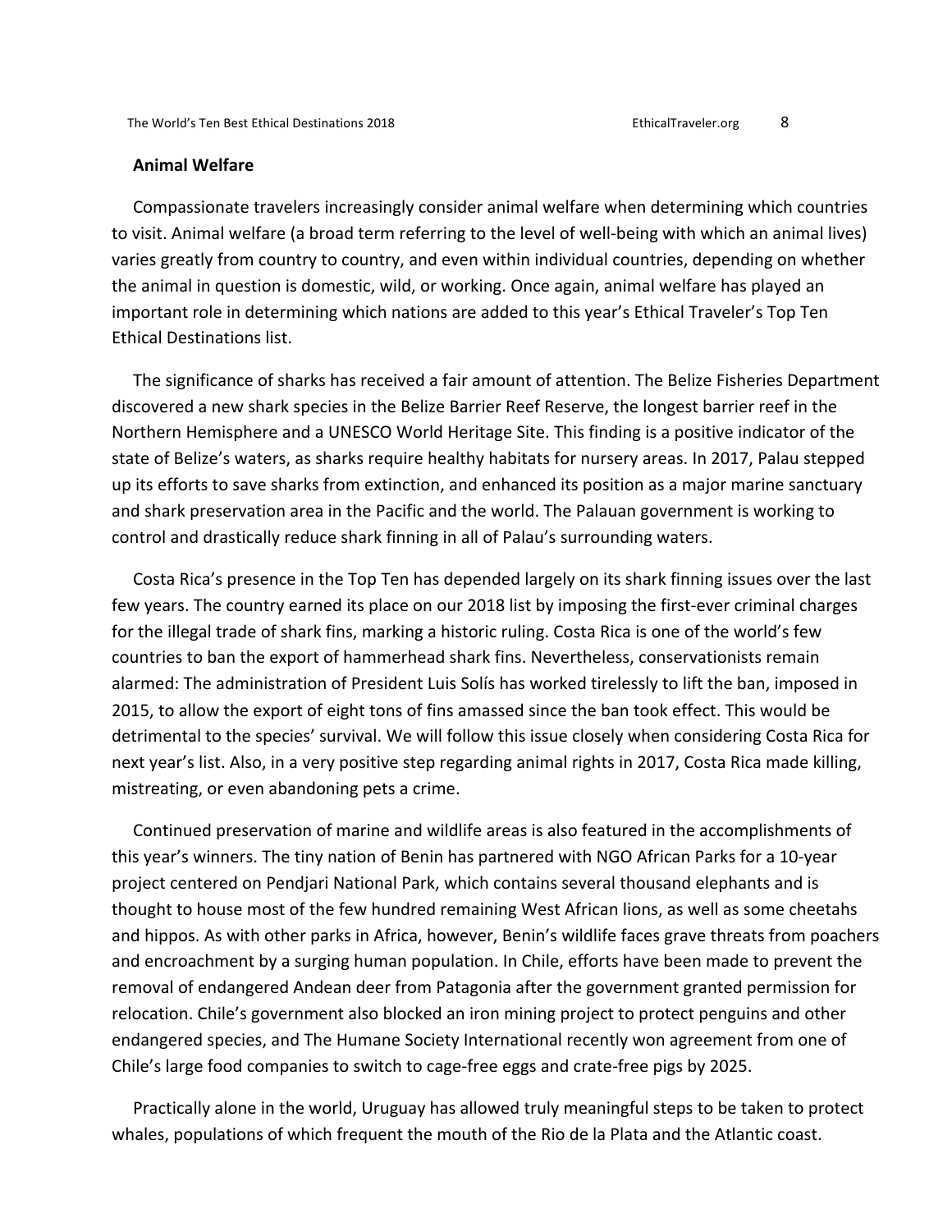## Animal Welfare

Compassionate travelers increasingly consider animal welfare when determining which countries to visit. Animal welfare (a broad term referring to the level of well-being with which an animal lives) varies greatly from country to country, and even within individual countries, depending on whether the animal in question is domestic, wild, or working. Once again, animal welfare has played an important role in determining which nations are added to this year's Ethical Traveler's Top Ten Ethical Destinations list.

The significance of sharks has received a fair amount of attention. The Belize Fisheries Department discovered a new shark species in the Belize Barrier Reef Reserve, the longest barrier reef in the Northern Hemisphere and a UNESCO World Heritage Site. This finding is a positive indicator of the state of Belize's waters, as sharks require healthy habitats for nursery areas. In 2017, Palau stepped up its efforts to save sharks from extinction, and enhanced its position as a major marine sanctuary and shark preservation area in the Pacific and the world. The Palauan government is working to control and drastically reduce shark finning in all of Palau's surrounding waters.

Costa Rica's presence in the Top Ten has depended largely on its shark finning issues over the last few years. The country earned its place on our 2018 list by imposing the first-ever criminal charges for the illegal trade of shark fins, marking a historic ruling. Costa Rica is one of the world's few countries to ban the export of hammerhead shark fins. Nevertheless, conservationists remain alarmed: The administration of President Luis Solís has worked tirelessly to lift the ban, imposed in 2015, to allow the export of eight tons of fins amassed since the ban took effect. This would be detrimental to the species' survival. We will follow this issue closely when considering Costa Rica for next year's list. Also, in a very positive step regarding animal rights in 2017, Costa Rica made killing, mistreating, or even abandoning pets a crime.

Continued preservation of marine and wildlife areas is also featured in the accomplishments of this year's winners. The tiny nation of Benin has partnered with NGO African Parks for a 10-year project centered on Pendjari National Park, which contains several thousand elephants and is thought to house most of the few hundred remaining West African lions, as well as some cheetahs and hippos. As with other parks in Africa, however, Benin's wildlife faces grave threats from poachers and encroachment by a surging human population. In Chile, efforts have been made to prevent the removal of endangered Andean deer from Patagonia after the government granted permission for relocation. Chile's government also blocked an iron mining project to protect penguins and other endangered species, and The Humane Society International recently won agreement from one of Chile's large food companies to switch to cage-free eggs and crate-free pigs by 2025.

Practically alone in the world, Uruguay has allowed truly meaningful steps to be taken to protect whales, populations of which frequent the mouth of the Rio de la Plata and the Atlantic coast.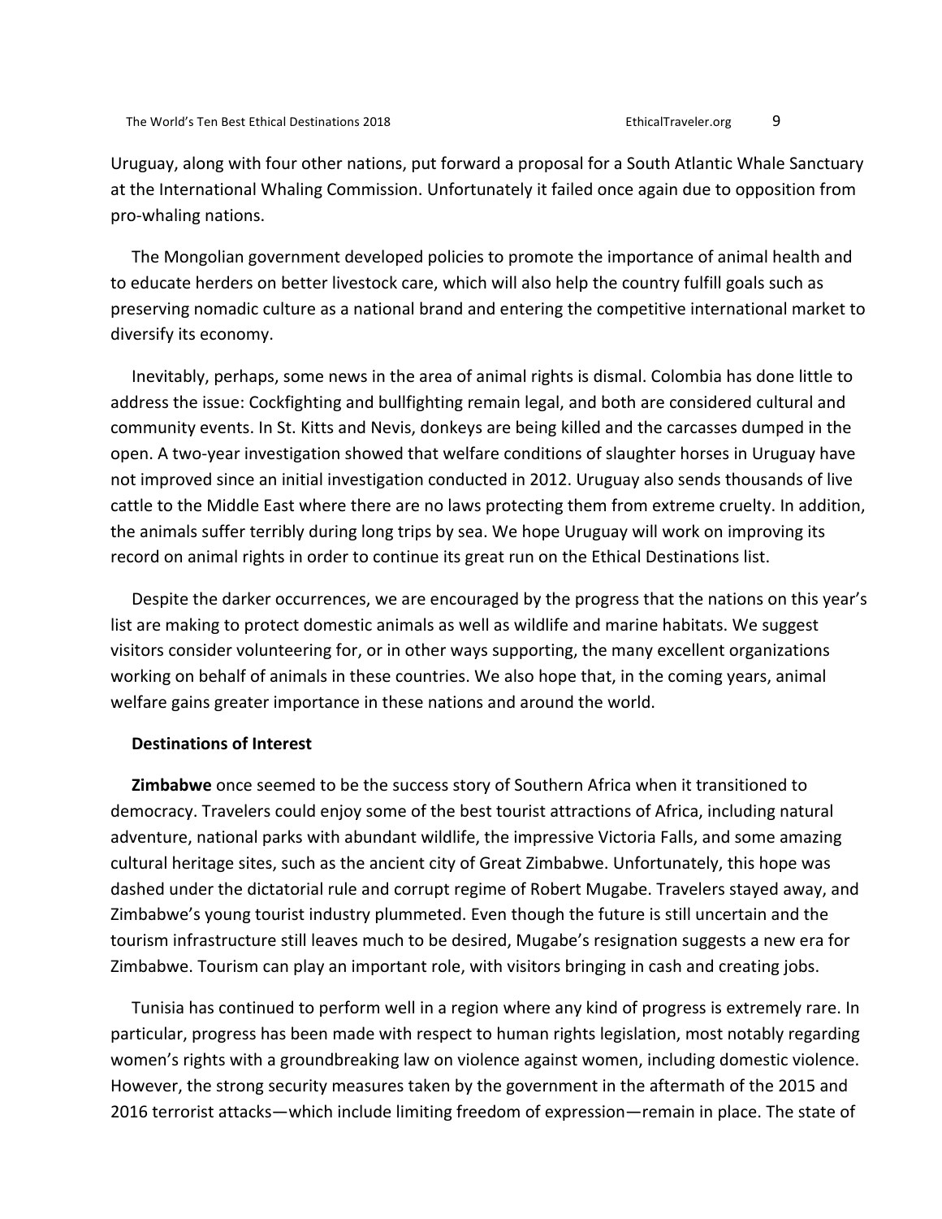Uruguay, along with four other nations, put forward a proposal for a South Atlantic Whale Sanctuary at the International Whaling Commission. Unfortunately it failed once again due to opposition from pro-whaling nations.

The Mongolian government developed policies to promote the importance of animal health and to educate herders on better livestock care, which will also help the country fulfill goals such as preserving nomadic culture as a national brand and entering the competitive international market to diversify its economy.

Inevitably, perhaps, some news in the area of animal rights is dismal. Colombia has done little to address the issue: Cockfighting and bullfighting remain legal, and both are considered cultural and community events. In St. Kitts and Nevis, donkeys are being killed and the carcasses dumped in the open. A two-year investigation showed that welfare conditions of slaughter horses in Uruguay have not improved since an initial investigation conducted in 2012. Uruguay also sends thousands of live cattle to the Middle East where there are no laws protecting them from extreme cruelty. In addition, the animals suffer terribly during long trips by sea. We hope Uruguay will work on improving its record on animal rights in order to continue its great run on the Ethical Destinations list.

Despite the darker occurrences, we are encouraged by the progress that the nations on this year's list are making to protect domestic animals as well as wildlife and marine habitats. We suggest visitors consider volunteering for, or in other ways supporting, the many excellent organizations working on behalf of animals in these countries. We also hope that, in the coming years, animal welfare gains greater importance in these nations and around the world.

**Destinations of Interest**

**Zimbabwe** once seemed to be the success story of Southern Africa when it transitioned to democracy. Travelers could enjoy some of the best tourist attractions of Africa, including natural adventure, national parks with abundant wildlife, the impressive Victoria Falls, and some amazing cultural heritage sites, such as the ancient city of Great Zimbabwe. Unfortunately, this hope was dashed under the dictatorial rule and corrupt regime of Robert Mugabe. Travelers stayed away, and Zimbabwe's young tourist industry plummeted. Even though the future is still uncertain and the tourism infrastructure still leaves much to be desired, Mugabe's resignation suggests a new era for Zimbabwe. Tourism can play an important role, with visitors bringing in cash and creating jobs.

Tunisia has continued to perform well in a region where any kind of progress is extremely rare. In particular, progress has been made with respect to human rights legislation, most notably regarding women's rights with a groundbreaking law on violence against women, including domestic violence. However, the strong security measures taken by the government in the aftermath of the 2015 and 2016 terrorist attacks—which include limiting freedom of expression—remain in place. The state of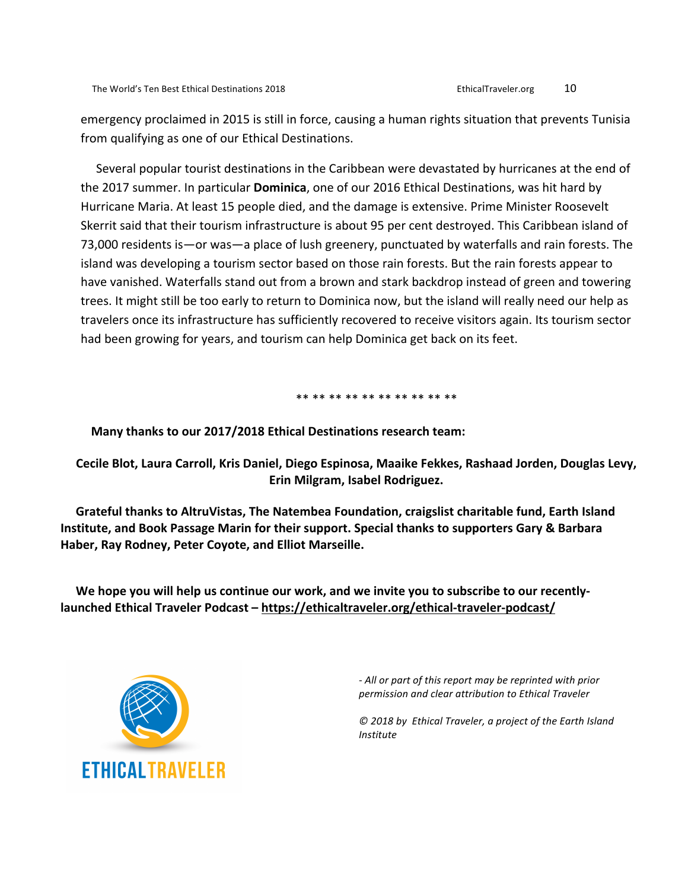emergency proclaimed in 2015 is still in force, causing a human rights situation that prevents Tunisia from qualifying as one of our Ethical Destinations.

Several popular tourist destinations in the Caribbean were devastated by hurricanes at the end of the 2017 summer. In particular **Dominica**, one of our 2016 Ethical Destinations, was hit hard by Hurricane Maria. At least 15 people died, and the damage is extensive. Prime Minister Roosevelt Skerrit said that their tourism infrastructure is about 95 per cent destroyed. This Caribbean island of 73,000 residents is—or was—a place of lush greenery, punctuated by waterfalls and rain forests. The island was developing a tourism sector based on those rain forests. But the rain forests appear to have vanished. Waterfalls stand out from a brown and stark backdrop instead of green and towering trees. It might still be too early to return to Dominica now, but the island will really need our help as travelers once its infrastructure has sufficiently recovered to receive visitors again. Its tourism sector had been growing for years, and tourism can help Dominica get back on its feet.

** ** ** ** ** ** ** ** ** ** 

**Many thanks to our 2017/2018 Ethical Destinations research team:**

**Cecile Blot, Laura Carroll, Kris Daniel, Diego Espinosa, Maaike Fekkes, Rashaad Jorden, Douglas Levy, Erin Milgram, Isabel Rodriguez.**

**Grateful thanks to AltruVistas, The Natembea Foundation, craigslist charitable fund, Earth Island Institute, and Book Passage Marin for their support. Special thanks to supporters Gary & Barbara Haber, Ray Rodney, Peter Coyote, and Elliot Marseille.**

**We hope you will help us continue our work, and we invite you to subscribe to our recently-launched Ethical Traveler Podcast – https://ethicaltraveler.org/ethical-traveler-podcast/**

ETHICALTRAVELER

*- All or part of this report may be reprinted with prior permission and clear attribution to Ethical Traveler*

*© 2018 by Ethical Traveler, a project of the Earth Island Institute*